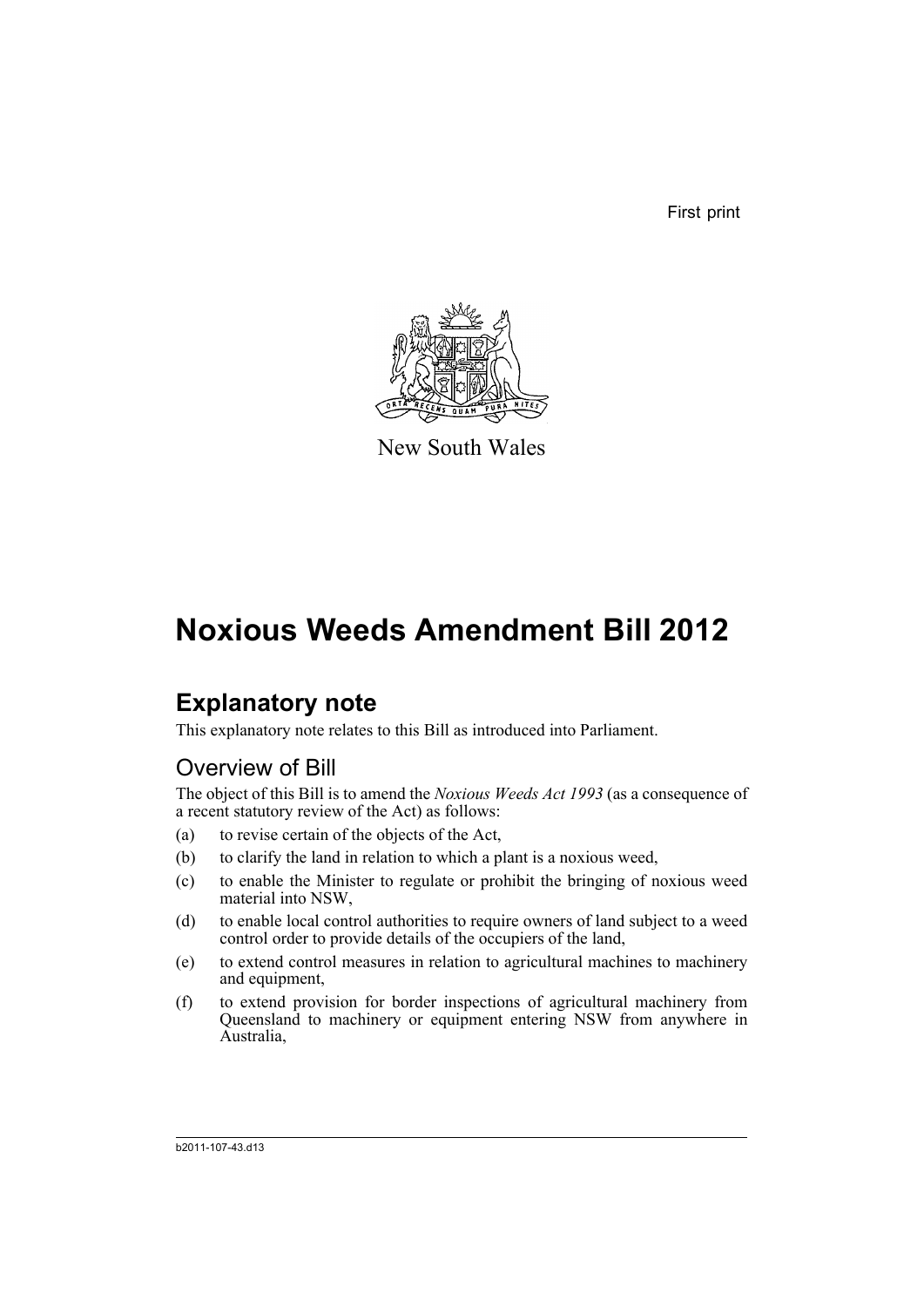First print

New South Wales

# Noxious Weeds Amendment Bill 2012

## Explanatory note

This explanatory note relates to this Bill as introduced into Parliament.

### Overview of Bill

The object of this Bill is to amend the *Noxious Weeds Act 1993* (as a consequence of a recent statutory review of the Act) as follows:

(a) to revise certain of the objects of the Act,

(b) to clarify the land in relation to which a plant is a noxious weed,

(c) to enable the Minister to regulate or prohibit the bringing of noxious weed material into NSW,

(d) to enable local control authorities to require owners of land subject to a weed control order to provide details of the occupiers of the land,

(e) to extend control measures in relation to agricultural machines to machinery and equipment,

(f) to extend provision for border inspections of agricultural machinery from Queensland to machinery or equipment entering NSW from anywhere in Australia,

b2011-107-43.d13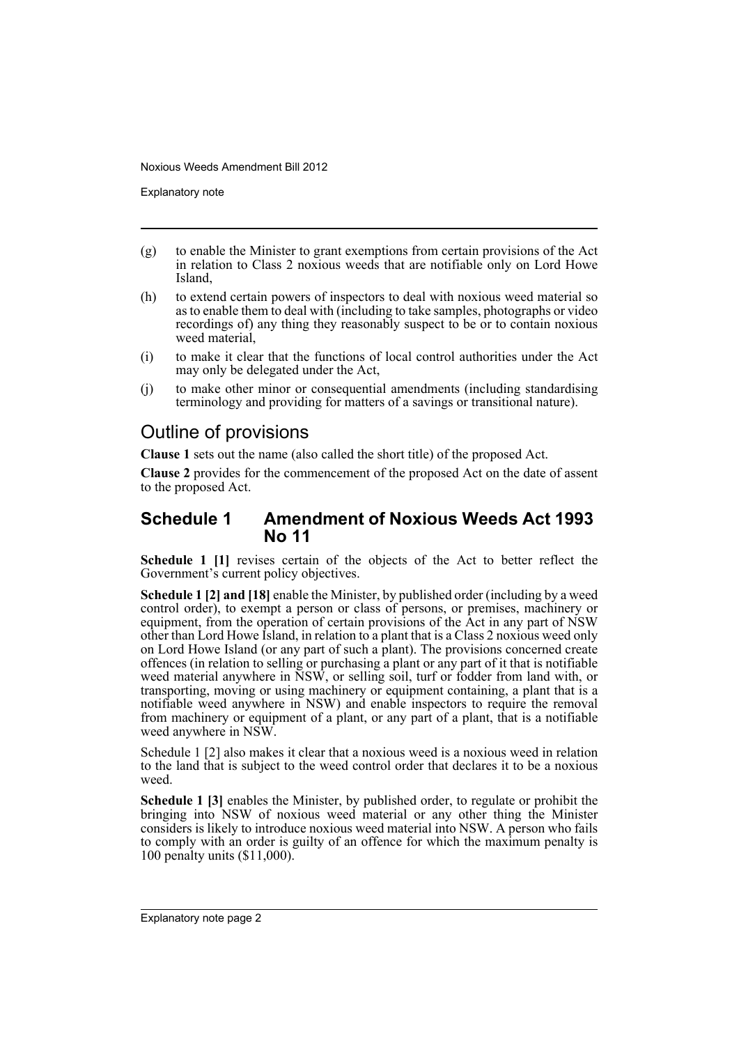(g) to enable the Minister to grant exemptions from certain provisions of the Act in relation to Class 2 noxious weeds that are notifiable only on Lord Howe Island,

(h) to extend certain powers of inspectors to deal with noxious weed material so as to enable them to deal with (including to take samples, photographs or video recordings of) any thing they reasonably suspect to be or to contain noxious weed material,

(i) to make it clear that the functions of local control authorities under the Act may only be delegated under the Act,

(j) to make other minor or consequential amendments (including standardising terminology and providing for matters of a savings or transitional nature).

## Outline of provisions

**Clause 1** sets out the name (also called the short title) of the proposed Act.

**Clause 2** provides for the commencement of the proposed Act on the date of assent to the proposed Act.

## Schedule 1 Amendment of Noxious Weeds Act 1993 No 11

**Schedule 1 [1]** revises certain of the objects of the Act to better reflect the Government's current policy objectives.

**Schedule 1 [2] and [18]** enable the Minister, by published order (including by a weed control order), to exempt a person or class of persons, or premises, machinery or equipment, from the operation of certain provisions of the Act in any part of NSW other than Lord Howe Island, in relation to a plant that is a Class 2 noxious weed only on Lord Howe Island (or any part of such a plant). The provisions concerned create offences (in relation to selling or purchasing a plant or any part of it that is notifiable weed material anywhere in NSW, or selling soil, turf or fodder from land with, or transporting, moving or using machinery or equipment containing, a plant that is a notifiable weed anywhere in NSW) and enable inspectors to require the removal from machinery or equipment of a plant, or any part of a plant, that is a notifiable weed anywhere in NSW.

Schedule 1 [2] also makes it clear that a noxious weed is a noxious weed in relation to the land that is subject to the weed control order that declares it to be a noxious weed.

**Schedule 1 [3]** enables the Minister, by published order, to regulate or prohibit the bringing into NSW of noxious weed material or any other thing the Minister considers is likely to introduce noxious weed material into NSW. A person who fails to comply with an order is guilty of an offence for which the maximum penalty is 100 penalty units ($11,000).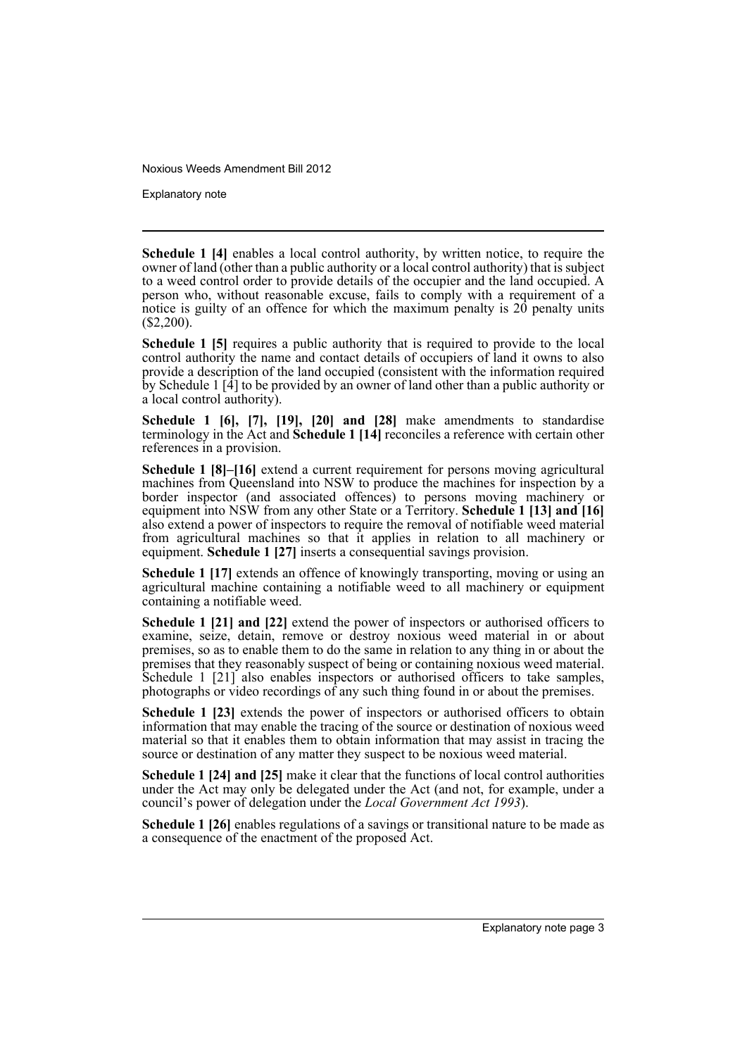**Schedule 1 [4]** enables a local control authority, by written notice, to require the owner of land (other than a public authority or a local control authority) that is subject to a weed control order to provide details of the occupier and the land occupied. A person who, without reasonable excuse, fails to comply with a requirement of a notice is guilty of an offence for which the maximum penalty is 20 penalty units ($2,200).

**Schedule 1 [5]** requires a public authority that is required to provide to the local control authority the name and contact details of occupiers of land it owns to also provide a description of the land occupied (consistent with the information required by Schedule 1 [4] to be provided by an owner of land other than a public authority or a local control authority).

**Schedule 1 [6], [7], [19], [20] and [28]** make amendments to standardise terminology in the Act and **Schedule 1 [14]** reconciles a reference with certain other references in a provision.

**Schedule 1 [8]–[16]** extend a current requirement for persons moving agricultural machines from Queensland into NSW to produce the machines for inspection by a border inspector (and associated offences) to persons moving machinery or equipment into NSW from any other State or a Territory. **Schedule 1 [13] and [16]** also extend a power of inspectors to require the removal of notifiable weed material from agricultural machines so that it applies in relation to all machinery or equipment. **Schedule 1 [27]** inserts a consequential savings provision.

**Schedule 1 [17]** extends an offence of knowingly transporting, moving or using an agricultural machine containing a notifiable weed to all machinery or equipment containing a notifiable weed.

**Schedule 1 [21] and [22]** extend the power of inspectors or authorised officers to examine, seize, detain, remove or destroy noxious weed material in or about premises, so as to enable them to do the same in relation to any thing in or about the premises that they reasonably suspect of being or containing noxious weed material. Schedule 1 [21] also enables inspectors or authorised officers to take samples, photographs or video recordings of any such thing found in or about the premises.

**Schedule 1 [23]** extends the power of inspectors or authorised officers to obtain information that may enable the tracing of the source or destination of noxious weed material so that it enables them to obtain information that may assist in tracing the source or destination of any matter they suspect to be noxious weed material.

**Schedule 1 [24] and [25]** make it clear that the functions of local control authorities under the Act may only be delegated under the Act (and not, for example, under a council's power of delegation under the *Local Government Act 1993*).

**Schedule 1 [26]** enables regulations of a savings or transitional nature to be made as a consequence of the enactment of the proposed Act.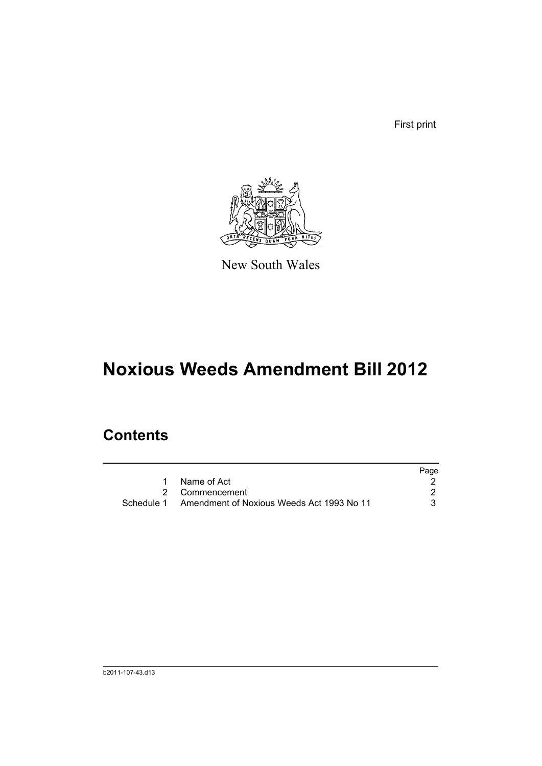First print

New South Wales

# Noxious Weeds Amendment Bill 2012

## Contents

| | | Page |
|---|---|---|
| 1 | Name of Act | 2 |
| 2 | Commencement | 2 |
| Schedule 1 | Amendment of Noxious Weeds Act 1993 No 11 | 3 |

b2011-107-43.d13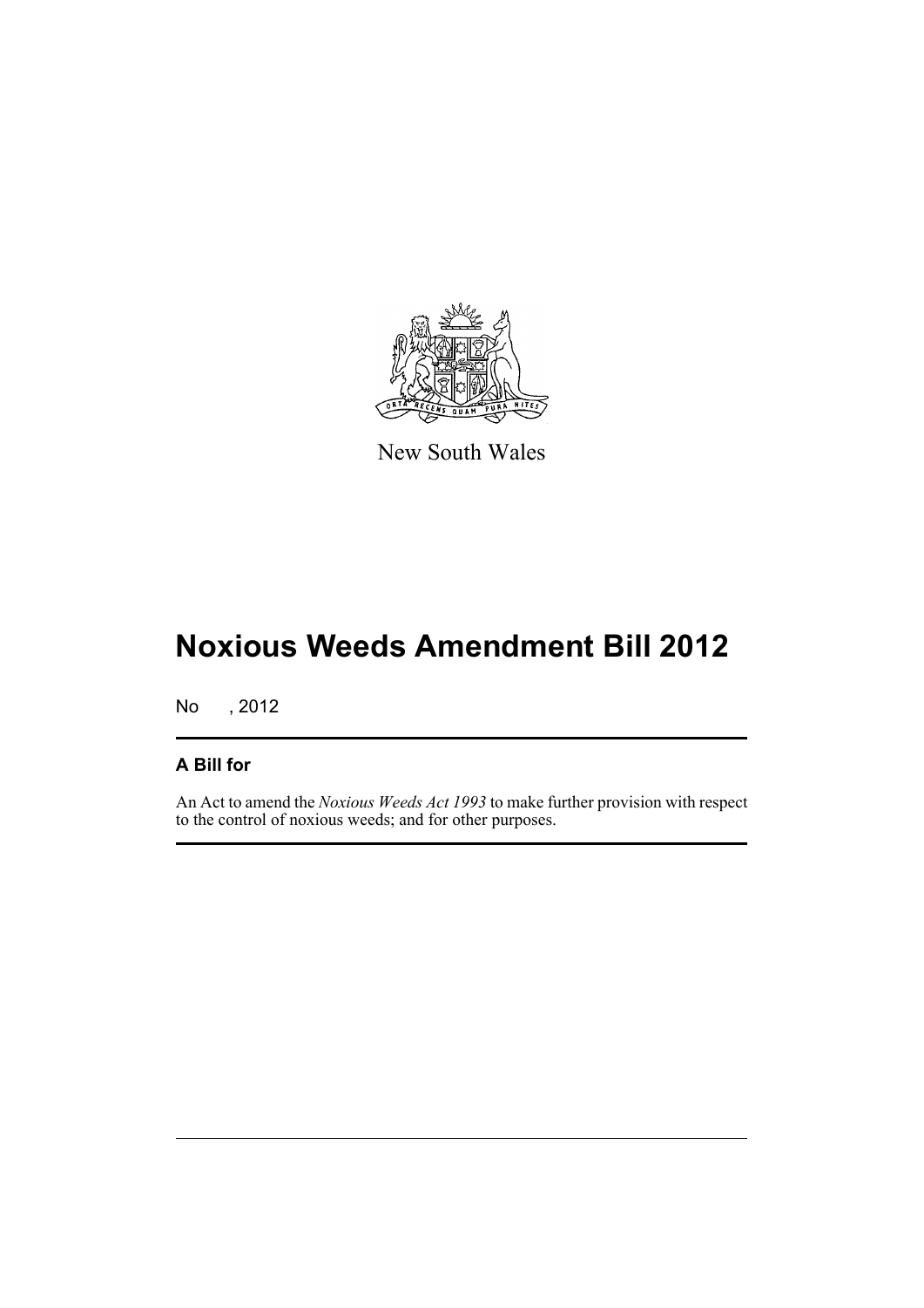New South Wales

# Noxious Weeds Amendment Bill 2012

No , 2012

## A Bill for

An Act to amend the *Noxious Weeds Act 1993* to make further provision with respect to the control of noxious weeds; and for other purposes.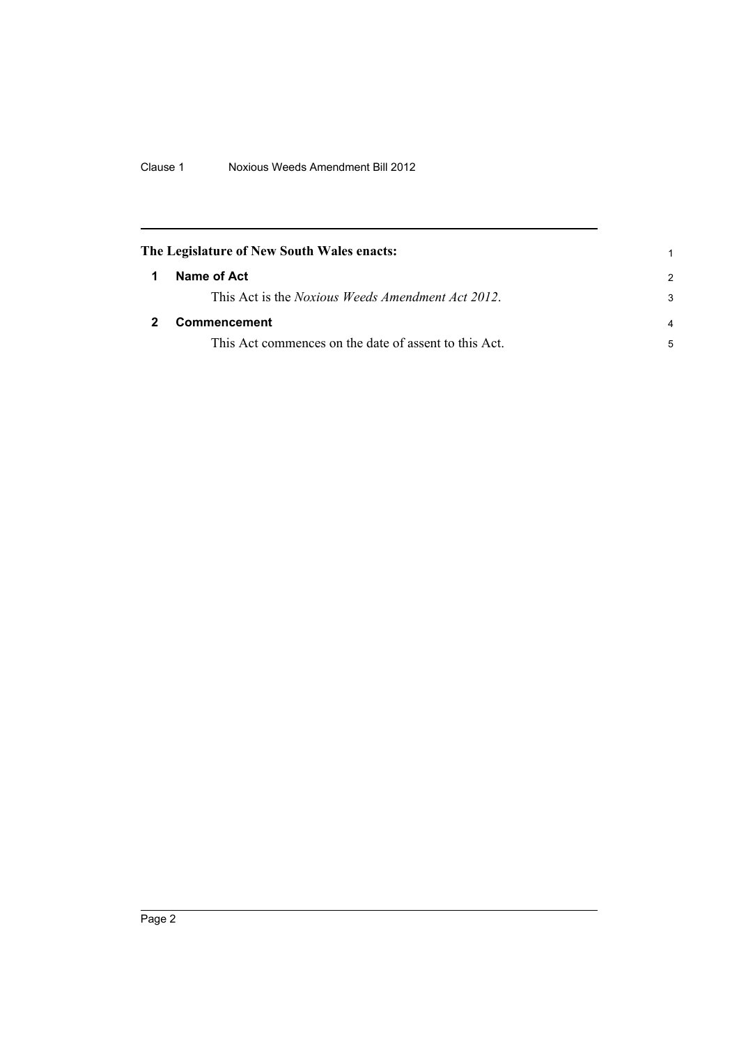**The Legislature of New South Wales enacts:**

## 1 Name of Act

This Act is the *Noxious Weeds Amendment Act 2012*.

## 2 Commencement

This Act commences on the date of assent to this Act.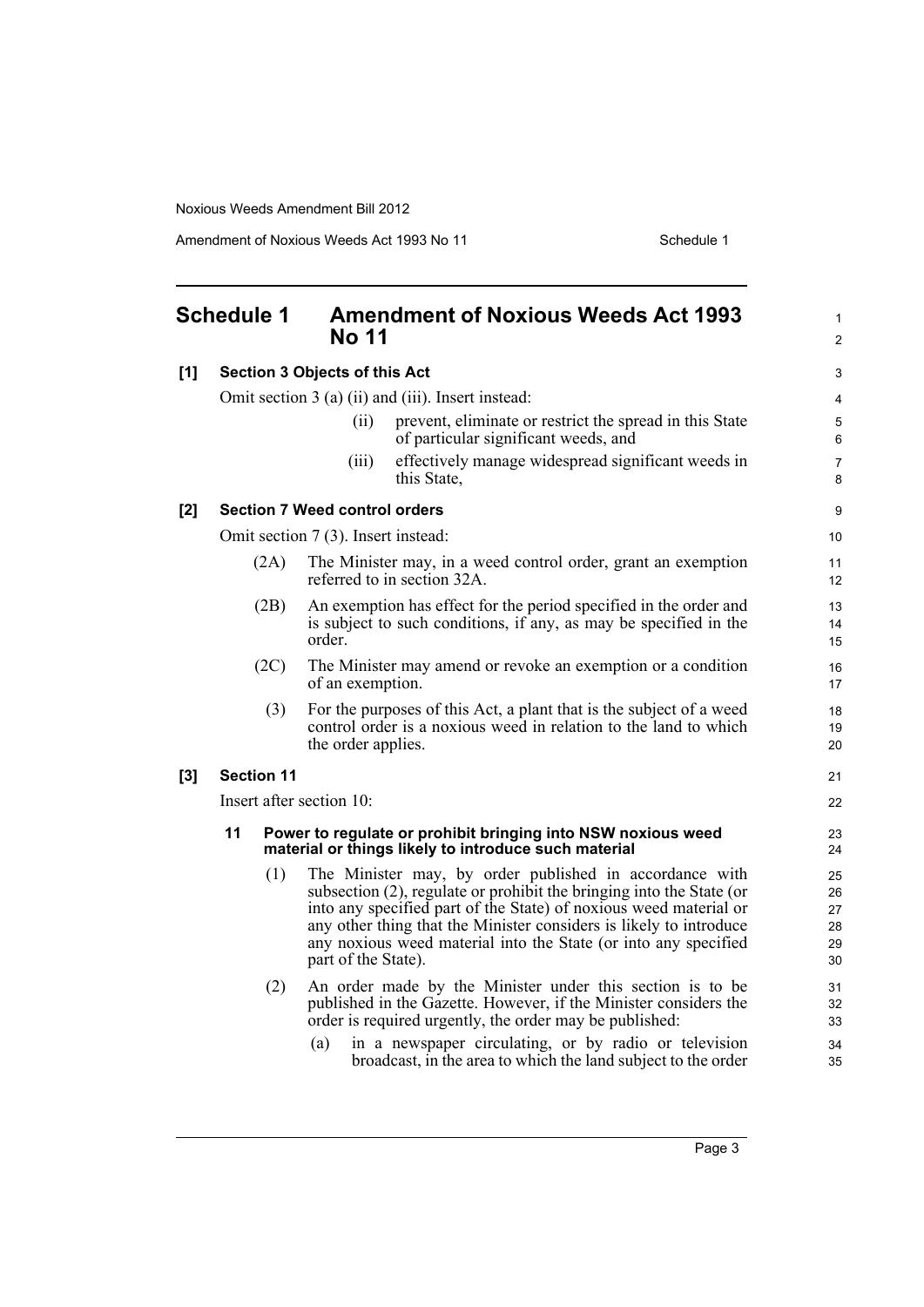## Schedule 1 Amendment of Noxious Weeds Act 1993 No 11

### [1] Section 3 Objects of this Act

Omit section 3 (a) (ii) and (iii). Insert instead:

> (ii) prevent, eliminate or restrict the spread in this State of particular significant weeds, and
>
> (iii) effectively manage widespread significant weeds in this State,

### [2] Section 7 Weed control orders

Omit section 7 (3). Insert instead:

> (2A) The Minister may, in a weed control order, grant an exemption referred to in section 32A.
>
> (2B) An exemption has effect for the period specified in the order and is subject to such conditions, if any, as may be specified in the order.
>
> (2C) The Minister may amend or revoke an exemption or a condition of an exemption.
>
> (3) For the purposes of this Act, a plant that is the subject of a weed control order is a noxious weed in relation to the land to which the order applies.

### [3] Section 11

Insert after section 10:

> **11 Power to regulate or prohibit bringing into NSW noxious weed material or things likely to introduce such material**
>
> (1) The Minister may, by order published in accordance with subsection (2), regulate or prohibit the bringing into the State (or into any specified part of the State) of noxious weed material or any other thing that the Minister considers is likely to introduce any noxious weed material into the State (or into any specified part of the State).
>
> (2) An order made by the Minister under this section is to be published in the Gazette. However, if the Minister considers the order is required urgently, the order may be published:
>
> (a) in a newspaper circulating, or by radio or television broadcast, in the area to which the land subject to the order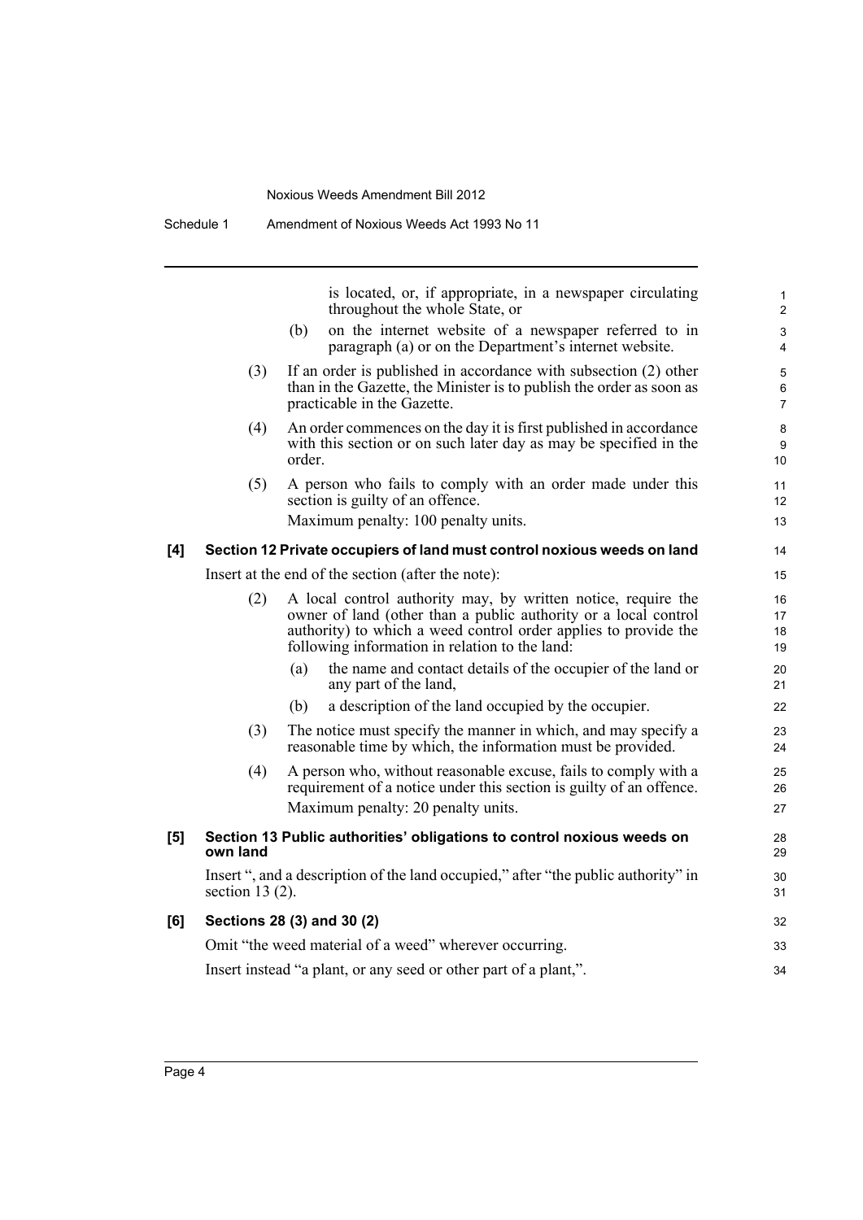is located, or, if appropriate, in a newspaper circulating throughout the whole State, or

(b) on the internet website of a newspaper referred to in paragraph (a) or on the Department's internet website.

(3) If an order is published in accordance with subsection (2) other than in the Gazette, the Minister is to publish the order as soon as practicable in the Gazette.

(4) An order commences on the day it is first published in accordance with this section or on such later day as may be specified in the order.

(5) A person who fails to comply with an order made under this section is guilty of an offence.

Maximum penalty: 100 penalty units.

**[4] Section 12 Private occupiers of land must control noxious weeds on land**

Insert at the end of the section (after the note):

(2) A local control authority may, by written notice, require the owner of land (other than a public authority or a local control authority) to which a weed control order applies to provide the following information in relation to the land:

(a) the name and contact details of the occupier of the land or any part of the land,

(b) a description of the land occupied by the occupier.

(3) The notice must specify the manner in which, and may specify a reasonable time by which, the information must be provided.

(4) A person who, without reasonable excuse, fails to comply with a requirement of a notice under this section is guilty of an offence.

Maximum penalty: 20 penalty units.

**[5] Section 13 Public authorities' obligations to control noxious weeds on own land**

Insert ", and a description of the land occupied," after "the public authority" in section 13 (2).

**[6] Sections 28 (3) and 30 (2)**

Omit "the weed material of a weed" wherever occurring.

Insert instead "a plant, or any seed or other part of a plant,".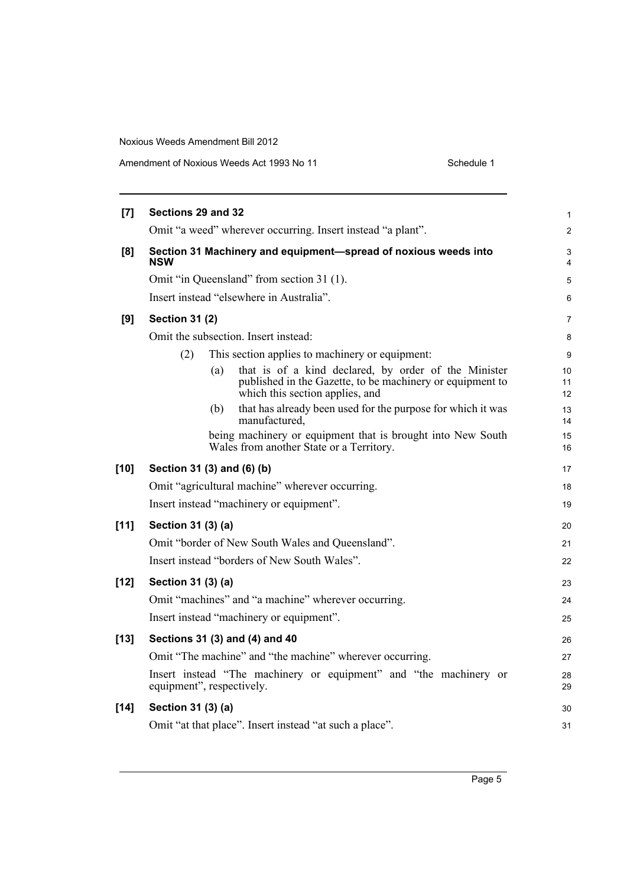**[7] Sections 29 and 32**

Omit "a weed" wherever occurring. Insert instead "a plant".

**[8] Section 31 Machinery and equipment—spread of noxious weeds into NSW**

Omit "in Queensland" from section 31 (1).

Insert instead "elsewhere in Australia".

**[9] Section 31 (2)**

Omit the subsection. Insert instead:

(2) This section applies to machinery or equipment:

(a) that is of a kind declared, by order of the Minister published in the Gazette, to be machinery or equipment to which this section applies, and

(b) that has already been used for the purpose for which it was manufactured,

being machinery or equipment that is brought into New South Wales from another State or a Territory.

**[10] Section 31 (3) and (6) (b)**

Omit "agricultural machine" wherever occurring.

Insert instead "machinery or equipment".

**[11] Section 31 (3) (a)**

Omit "border of New South Wales and Queensland".

Insert instead "borders of New South Wales".

**[12] Section 31 (3) (a)**

Omit "machines" and "a machine" wherever occurring.

Insert instead "machinery or equipment".

**[13] Sections 31 (3) and (4) and 40**

Omit "The machine" and "the machine" wherever occurring.

Insert instead "The machinery or equipment" and "the machinery or equipment", respectively.

**[14] Section 31 (3) (a)**

Omit "at that place". Insert instead "at such a place".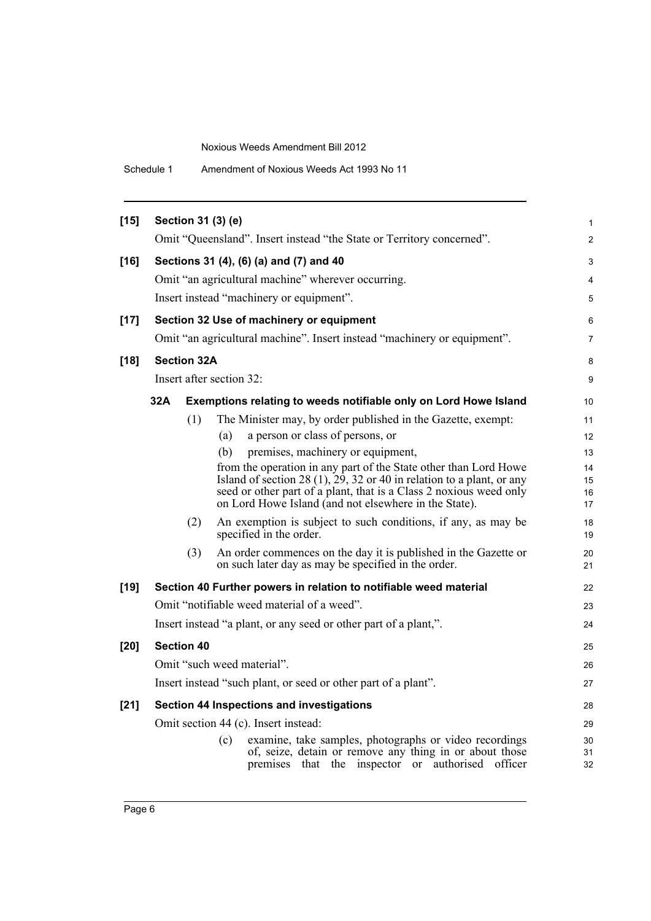**[15] Section 31 (3) (e)**

Omit "Queensland". Insert instead "the State or Territory concerned".

**[16] Sections 31 (4), (6) (a) and (7) and 40**

Omit "an agricultural machine" wherever occurring.

Insert instead "machinery or equipment".

**[17] Section 32 Use of machinery or equipment**

Omit "an agricultural machine". Insert instead "machinery or equipment".

**[18] Section 32A**

Insert after section 32:

**32A Exemptions relating to weeds notifiable only on Lord Howe Island**

(1) The Minister may, by order published in the Gazette, exempt:

(a) a person or class of persons, or

(b) premises, machinery or equipment,

from the operation in any part of the State other than Lord Howe Island of section 28 (1), 29, 32 or 40 in relation to a plant, or any seed or other part of a plant, that is a Class 2 noxious weed only on Lord Howe Island (and not elsewhere in the State).

(2) An exemption is subject to such conditions, if any, as may be specified in the order.

(3) An order commences on the day it is published in the Gazette or on such later day as may be specified in the order.

**[19] Section 40 Further powers in relation to notifiable weed material**

Omit "notifiable weed material of a weed".

Insert instead "a plant, or any seed or other part of a plant,".

**[20] Section 40**

Omit "such weed material".

Insert instead "such plant, or seed or other part of a plant".

**[21] Section 44 Inspections and investigations**

Omit section 44 (c). Insert instead:

(c) examine, take samples, photographs or video recordings of, seize, detain or remove any thing in or about those premises that the inspector or authorised officer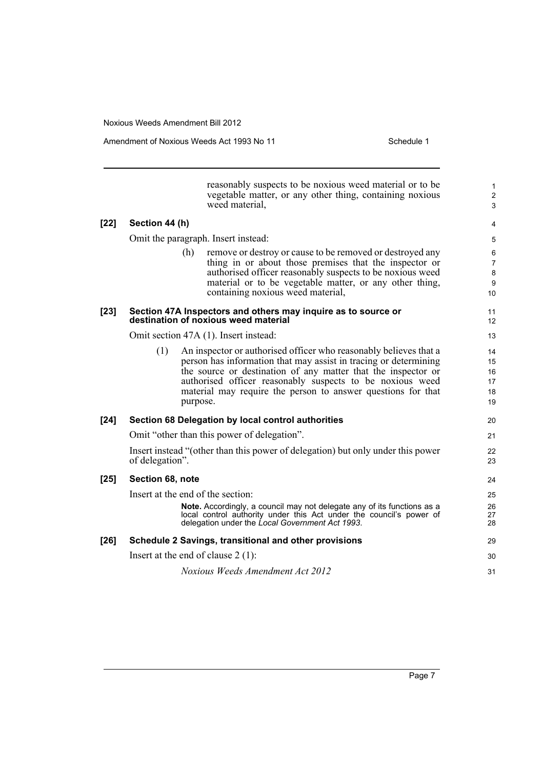reasonably suspects to be noxious weed material or to be vegetable matter, or any other thing, containing noxious weed material,

**[22] Section 44 (h)**

Omit the paragraph. Insert instead:

(h) remove or destroy or cause to be removed or destroyed any thing in or about those premises that the inspector or authorised officer reasonably suspects to be noxious weed material or to be vegetable matter, or any other thing, containing noxious weed material,

**[23] Section 47A Inspectors and others may inquire as to source or destination of noxious weed material**

Omit section 47A (1). Insert instead:

(1) An inspector or authorised officer who reasonably believes that a person has information that may assist in tracing or determining the source or destination of any matter that the inspector or authorised officer reasonably suspects to be noxious weed material may require the person to answer questions for that purpose.

**[24] Section 68 Delegation by local control authorities**

Omit "other than this power of delegation".

Insert instead "(other than this power of delegation) but only under this power of delegation".

**[25] Section 68, note**

Insert at the end of the section:

**Note.** Accordingly, a council may not delegate any of its functions as a local control authority under this Act under the council's power of delegation under the *Local Government Act 1993*.

**[26] Schedule 2 Savings, transitional and other provisions**

Insert at the end of clause 2 (1):

*Noxious Weeds Amendment Act 2012*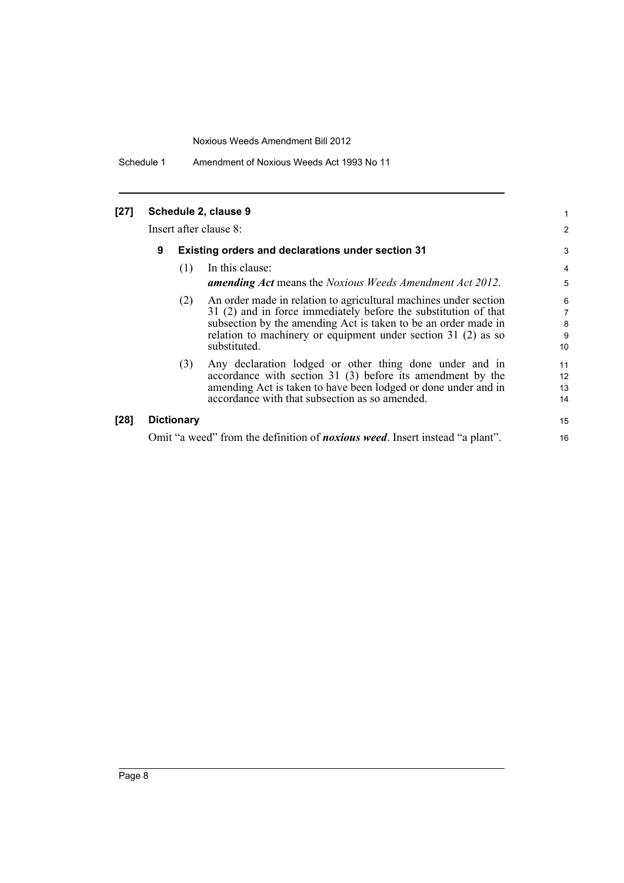**[27] Schedule 2, clause 9**

Insert after clause 8:

**9 Existing orders and declarations under section 31**

(1) In this clause:

***amending Act*** means the *Noxious Weeds Amendment Act 2012*.

(2) An order made in relation to agricultural machines under section 31 (2) and in force immediately before the substitution of that subsection by the amending Act is taken to be an order made in relation to machinery or equipment under section 31 (2) as so substituted.

(3) Any declaration lodged or other thing done under and in accordance with section 31 (3) before its amendment by the amending Act is taken to have been lodged or done under and in accordance with that subsection as so amended.

**[28] Dictionary**

Omit "a weed" from the definition of ***noxious weed***. Insert instead "a plant".